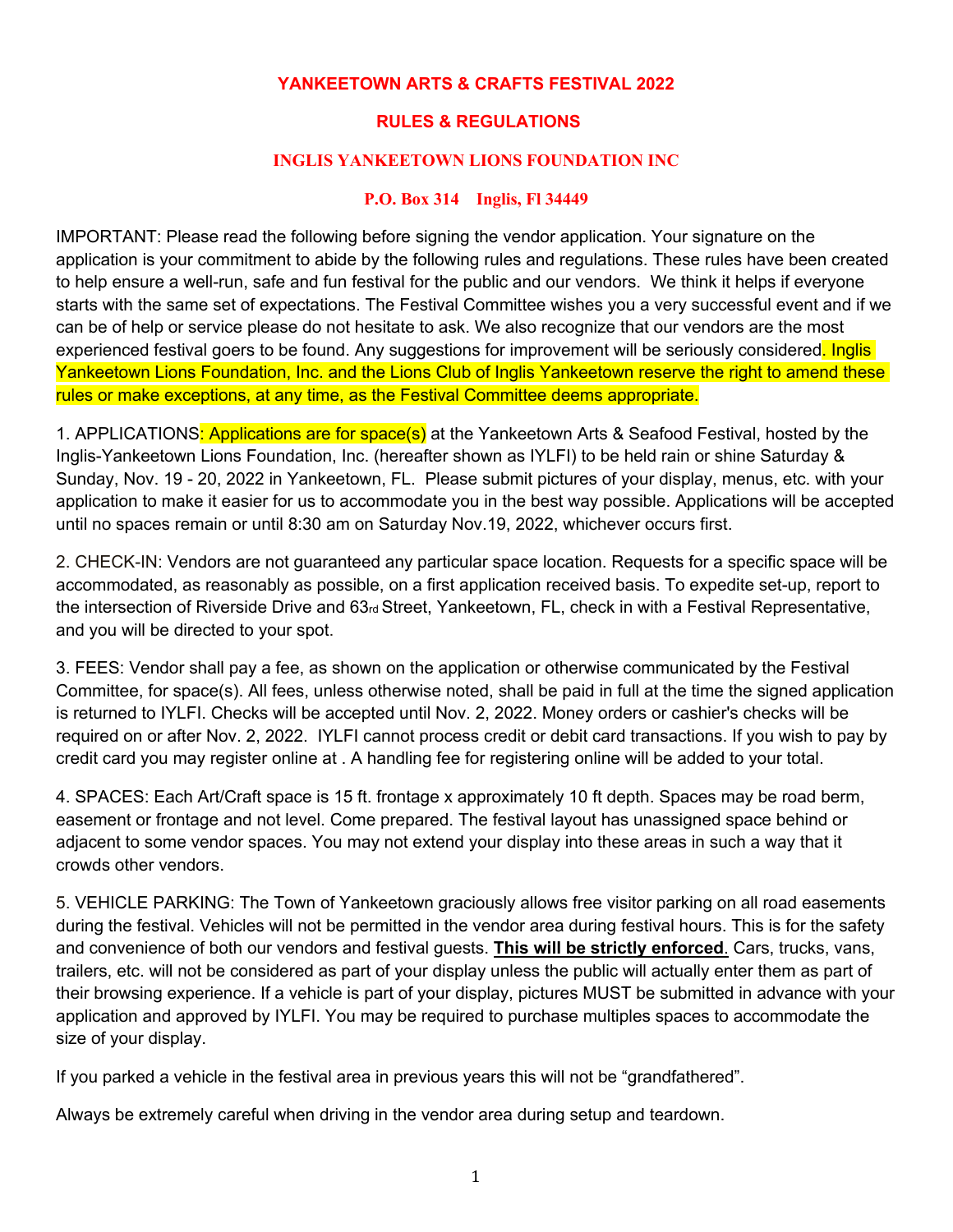# YANKEETOWN ARTS & CRAFTS FESTIVAL 2022

## RULES & REGULATIONS

### INGLIS YANKEETOWN LIONS FOUNDATION INC

**P.O. Box 314 Inglis, Fl 34449**

IMPORTANT: Please read the following before signing the vendor application. Your signature on the application is your commitment to abide by the following rules and regulations. These rules have been created to help ensure a well-run, safe and fun festival for the public and our vendors. We think it helps if everyone starts with the same set of expectations. The Festival Committee wishes you a very successful event and if we can be of help or service please do not hesitate to ask. We also recognize that our vendors are the most experienced festival goers to be found. Any suggestions for improvement will be seriously considered. Inglis Yankeetown Lions Foundation, Inc. and the Lions Club of Inglis Yankeetown reserve the right to amend these rules or make exceptions, at any time, as the Festival Committee deems appropriate.

1. APPLICATIONS: Applications are for space(s) at the Yankeetown Arts & Seafood Festival, hosted by the Inglis-Yankeetown Lions Foundation, Inc. (hereafter shown as IYLFI) to be held rain or shine Saturday & Sunday, Nov. 19 - 20, 2022 in Yankeetown, FL. Please submit pictures of your display, menus, etc. with your application to make it easier for us to accommodate you in the best way possible. Applications will be accepted until no spaces remain or until 8:30 am on Saturday Nov.19, 2022, whichever occurs first.

2. CHECK-IN: Vendors are not guaranteed any particular space location. Requests for a specific space will be accommodated, as reasonably as possible, on a first application received basis. To expedite set-up, report to the intersection of Riverside Drive and 63rd Street, Yankeetown, FL, check in with a Festival Representative, and you will be directed to your spot.

3. FEES: Vendor shall pay a fee, as shown on the application or otherwise communicated by the Festival Committee, for space(s). All fees, unless otherwise noted, shall be paid in full at the time the signed application is returned to IYLFI. Checks will be accepted until Nov. 2, 2022. Money orders or cashier's checks will be required on or after Nov. 2, 2022. IYLFI cannot process credit or debit card transactions. If you wish to pay by credit card you may register online at . A handling fee for registering online will be added to your total.

4. SPACES: Each Art/Craft space is 15 ft. frontage x approximately 10 ft depth. Spaces may be road berm, easement or frontage and not level. Come prepared. The festival layout has unassigned space behind or adjacent to some vendor spaces. You may not extend your display into these areas in such a way that it crowds other vendors.

5. VEHICLE PARKING: The Town of Yankeetown graciously allows free visitor parking on all road easements during the festival. Vehicles will not be permitted in the vendor area during festival hours. This is for the safety and convenience of both our vendors and festival guests. **This will be strictly enforced**. Cars, trucks, vans, trailers, etc. will not be considered as part of your display unless the public will actually enter them as part of their browsing experience. If a vehicle is part of your display, pictures MUST be submitted in advance with your application and approved by IYLFI. You may be required to purchase multiples spaces to accommodate the size of your display.

If you parked a vehicle in the festival area in previous years this will not be "grandfathered".

Always be extremely careful when driving in the vendor area during setup and teardown.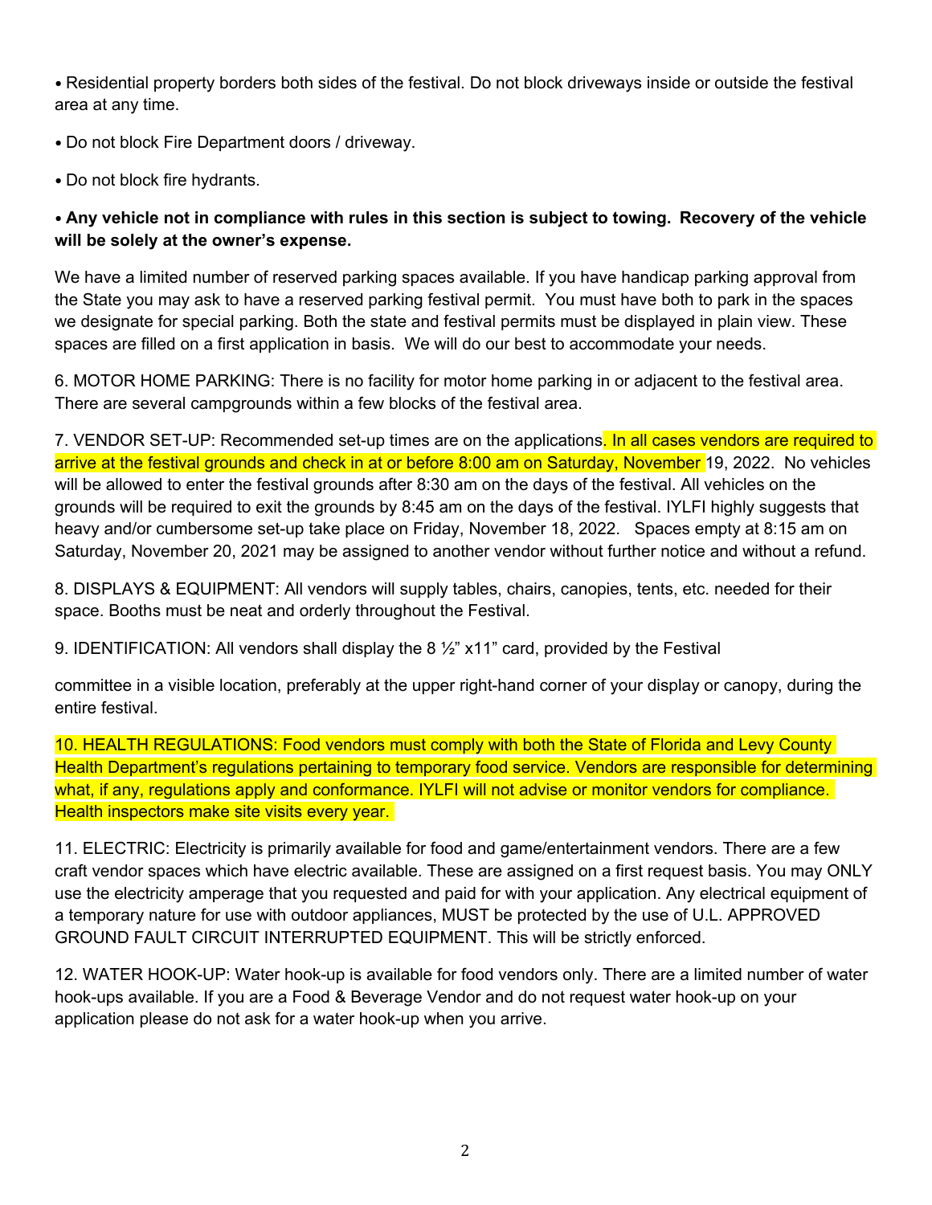- Residential property borders both sides of the festival. Do not block driveways inside or outside the festival area at any time.

- Do not block Fire Department doors / driveway.

- Do not block fire hydrants.

- **Any vehicle not in compliance with rules in this section is subject to towing. Recovery of the vehicle will be solely at the owner's expense.**

We have a limited number of reserved parking spaces available. If you have handicap parking approval from the State you may ask to have a reserved parking festival permit. You must have both to park in the spaces we designate for special parking. Both the state and festival permits must be displayed in plain view. These spaces are filled on a first application in basis. We will do our best to accommodate your needs.

6. MOTOR HOME PARKING: There is no facility for motor home parking in or adjacent to the festival area. There are several campgrounds within a few blocks of the festival area.

7. VENDOR SET-UP: Recommended set-up times are on the applications. In all cases vendors are required to arrive at the festival grounds and check in at or before 8:00 am on Saturday, November 19, 2022. No vehicles will be allowed to enter the festival grounds after 8:30 am on the days of the festival. All vehicles on the grounds will be required to exit the grounds by 8:45 am on the days of the festival. IYLFI highly suggests that heavy and/or cumbersome set-up take place on Friday, November 18, 2022. Spaces empty at 8:15 am on Saturday, November 20, 2021 may be assigned to another vendor without further notice and without a refund.

8. DISPLAYS & EQUIPMENT: All vendors will supply tables, chairs, canopies, tents, etc. needed for their space. Booths must be neat and orderly throughout the Festival.

9. IDENTIFICATION: All vendors shall display the 8 ½" x11" card, provided by the Festival

committee in a visible location, preferably at the upper right-hand corner of your display or canopy, during the entire festival.

10. HEALTH REGULATIONS: Food vendors must comply with both the State of Florida and Levy County Health Department's regulations pertaining to temporary food service. Vendors are responsible for determining what, if any, regulations apply and conformance. IYLFI will not advise or monitor vendors for compliance. Health inspectors make site visits every year.

11. ELECTRIC: Electricity is primarily available for food and game/entertainment vendors. There are a few craft vendor spaces which have electric available. These are assigned on a first request basis. You may ONLY use the electricity amperage that you requested and paid for with your application. Any electrical equipment of a temporary nature for use with outdoor appliances, MUST be protected by the use of U.L. APPROVED GROUND FAULT CIRCUIT INTERRUPTED EQUIPMENT. This will be strictly enforced.

12. WATER HOOK-UP: Water hook-up is available for food vendors only. There are a limited number of water hook-ups available. If you are a Food & Beverage Vendor and do not request water hook-up on your application please do not ask for a water hook-up when you arrive.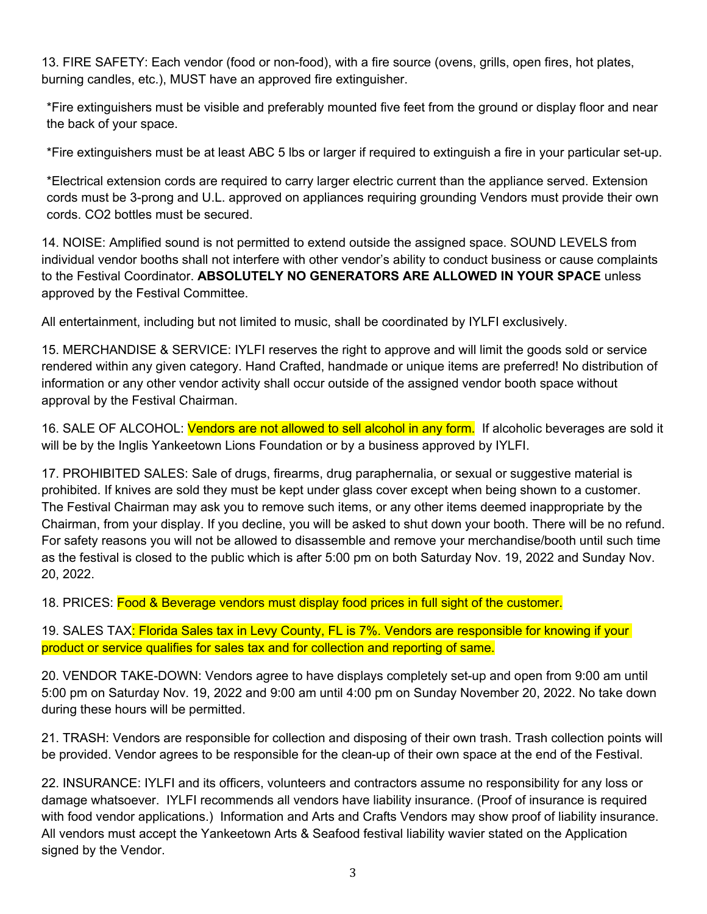13. FIRE SAFETY: Each vendor (food or non-food), with a fire source (ovens, grills, open fires, hot plates, burning candles, etc.), MUST have an approved fire extinguisher.

*Fire extinguishers must be visible and preferably mounted five feet from the ground or display floor and near the back of your space.

*Fire extinguishers must be at least ABC 5 lbs or larger if required to extinguish a fire in your particular set-up.

*Electrical extension cords are required to carry larger electric current than the appliance served. Extension cords must be 3-prong and U.L. approved on appliances requiring grounding Vendors must provide their own cords. CO2 bottles must be secured.

14. NOISE: Amplified sound is not permitted to extend outside the assigned space. SOUND LEVELS from individual vendor booths shall not interfere with other vendor's ability to conduct business or cause complaints to the Festival Coordinator. **ABSOLUTELY NO GENERATORS ARE ALLOWED IN YOUR SPACE** unless approved by the Festival Committee.

All entertainment, including but not limited to music, shall be coordinated by IYLFI exclusively.

15. MERCHANDISE & SERVICE: IYLFI reserves the right to approve and will limit the goods sold or service rendered within any given category. Hand Crafted, handmade or unique items are preferred! No distribution of information or any other vendor activity shall occur outside of the assigned vendor booth space without approval by the Festival Chairman.

16. SALE OF ALCOHOL: Vendors are not allowed to sell alcohol in any form. If alcoholic beverages are sold it will be by the Inglis Yankeetown Lions Foundation or by a business approved by IYLFI.

17. PROHIBITED SALES: Sale of drugs, firearms, drug paraphernalia, or sexual or suggestive material is prohibited. If knives are sold they must be kept under glass cover except when being shown to a customer. The Festival Chairman may ask you to remove such items, or any other items deemed inappropriate by the Chairman, from your display. If you decline, you will be asked to shut down your booth. There will be no refund. For safety reasons you will not be allowed to disassemble and remove your merchandise/booth until such time as the festival is closed to the public which is after 5:00 pm on both Saturday Nov. 19, 2022 and Sunday Nov. 20, 2022.

18. PRICES: Food & Beverage vendors must display food prices in full sight of the customer.

19. SALES TAX: Florida Sales tax in Levy County, FL is 7%. Vendors are responsible for knowing if your product or service qualifies for sales tax and for collection and reporting of same.

20. VENDOR TAKE-DOWN: Vendors agree to have displays completely set-up and open from 9:00 am until 5:00 pm on Saturday Nov. 19, 2022 and 9:00 am until 4:00 pm on Sunday November 20, 2022. No take down during these hours will be permitted.

21. TRASH: Vendors are responsible for collection and disposing of their own trash. Trash collection points will be provided. Vendor agrees to be responsible for the clean-up of their own space at the end of the Festival.

22. INSURANCE: IYLFI and its officers, volunteers and contractors assume no responsibility for any loss or damage whatsoever. IYLFI recommends all vendors have liability insurance. (Proof of insurance is required with food vendor applications.) Information and Arts and Crafts Vendors may show proof of liability insurance. All vendors must accept the Yankeetown Arts & Seafood festival liability wavier stated on the Application signed by the Vendor.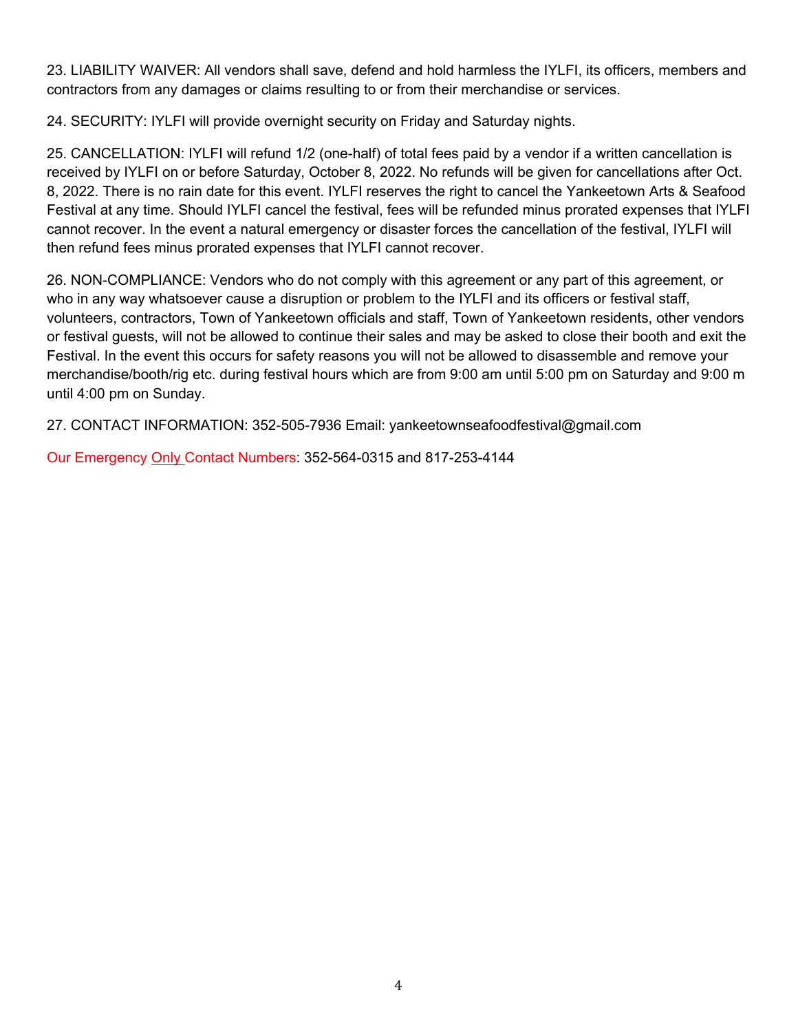23. LIABILITY WAIVER: All vendors shall save, defend and hold harmless the IYLFI, its officers, members and contractors from any damages or claims resulting to or from their merchandise or services.

24. SECURITY: IYLFI will provide overnight security on Friday and Saturday nights.

25. CANCELLATION: IYLFI will refund 1/2 (one-half) of total fees paid by a vendor if a written cancellation is received by IYLFI on or before Saturday, October 8, 2022. No refunds will be given for cancellations after Oct. 8, 2022. There is no rain date for this event. IYLFI reserves the right to cancel the Yankeetown Arts & Seafood Festival at any time. Should IYLFI cancel the festival, fees will be refunded minus prorated expenses that IYLFI cannot recover. In the event a natural emergency or disaster forces the cancellation of the festival, IYLFI will then refund fees minus prorated expenses that IYLFI cannot recover.

26. NON-COMPLIANCE: Vendors who do not comply with this agreement or any part of this agreement, or who in any way whatsoever cause a disruption or problem to the IYLFI and its officers or festival staff, volunteers, contractors, Town of Yankeetown officials and staff, Town of Yankeetown residents, other vendors or festival guests, will not be allowed to continue their sales and may be asked to close their booth and exit the Festival. In the event this occurs for safety reasons you will not be allowed to disassemble and remove your merchandise/booth/rig etc. during festival hours which are from 9:00 am until 5:00 pm on Saturday and 9:00 m until 4:00 pm on Sunday.

27. CONTACT INFORMATION: 352-505-7936 Email: yankeetownseafoodfestival@gmail.com

Our Emergency Only Contact Numbers: 352-564-0315 and 817-253-4144